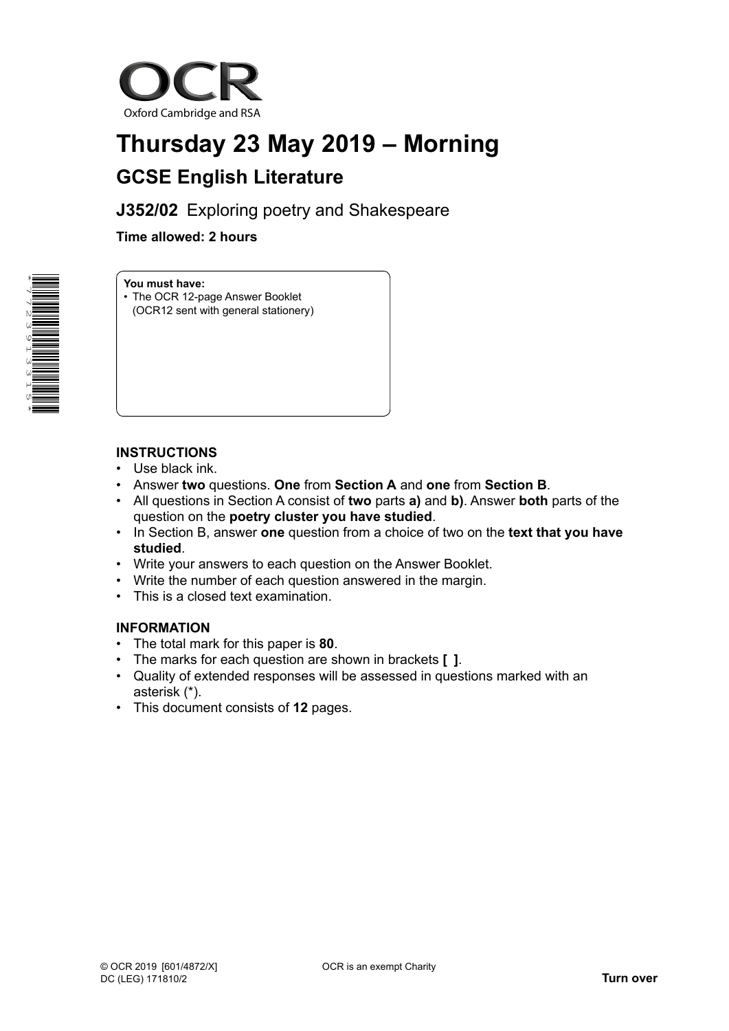OCR

Oxford Cambridge and RSA

# Thursday 23 May 2019 – Morning

## GCSE English Literature

### J352/02 Exploring poetry and Shakespeare

**Time allowed: 2 hours**

**You must have:**
- The OCR 12-page Answer Booklet (OCR12 sent with general stationery)

**INSTRUCTIONS**
- Use black ink.
- Answer **two** questions. **One** from **Section A** and **one** from **Section B**.
- All questions in Section A consist of **two** parts **a)** and **b)**. Answer **both** parts of the question on the **poetry cluster you have studied**.
- In Section B, answer **one** question from a choice of two on the **text that you have studied**.
- Write your answers to each question on the Answer Booklet.
- Write the number of each question answered in the margin.
- This is a closed text examination.

**INFORMATION**
- The total mark for this paper is **80**.
- The marks for each question are shown in brackets **[ ]**.
- Quality of extended responses will be assessed in questions marked with an asterisk (*).
- This document consists of **12** pages.

© OCR 2019 [601/4872/X]
DC (LEG) 171810/2

OCR is an exempt Charity

**Turn over**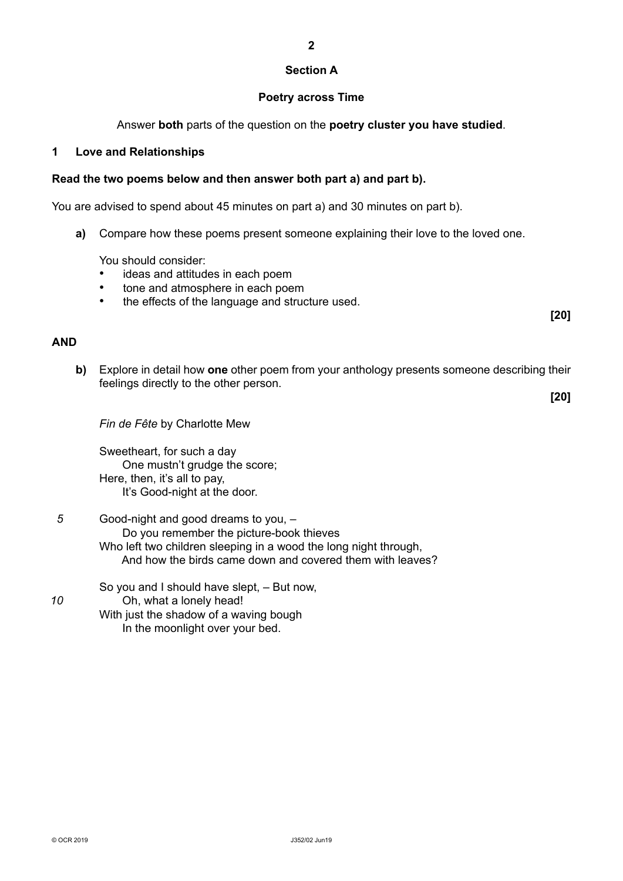## Section A

### Poetry across Time

Answer **both** parts of the question on the **poetry cluster you have studied**.

**1 Love and Relationships**

**Read the two poems below and then answer both part a) and part b).**

You are advised to spend about 45 minutes on part a) and 30 minutes on part b).

**a)** Compare how these poems present someone explaining their love to the loved one.

You should consider:

- ideas and attitudes in each poem
- tone and atmosphere in each poem
- the effects of the language and structure used.

**[20]**

**AND**

**b)** Explore in detail how **one** other poem from your anthology presents someone describing their feelings directly to the other person.

**[20]**

*Fin de Fête* by Charlotte Mew

Sweetheart, for such a day  
    One mustn't grudge the score;  
Here, then, it's all to pay,  
    It's Good-night at the door.

Good-night and good dreams to you, –  *5*  
    Do you remember the picture-book thieves  
Who left two children sleeping in a wood the long night through,  
    And how the birds came down and covered them with leaves?

So you and I should have slept, – But now,  
    Oh, what a lonely head!  *10*  
With just the shadow of a waving bough  
    In the moonlight over your bed.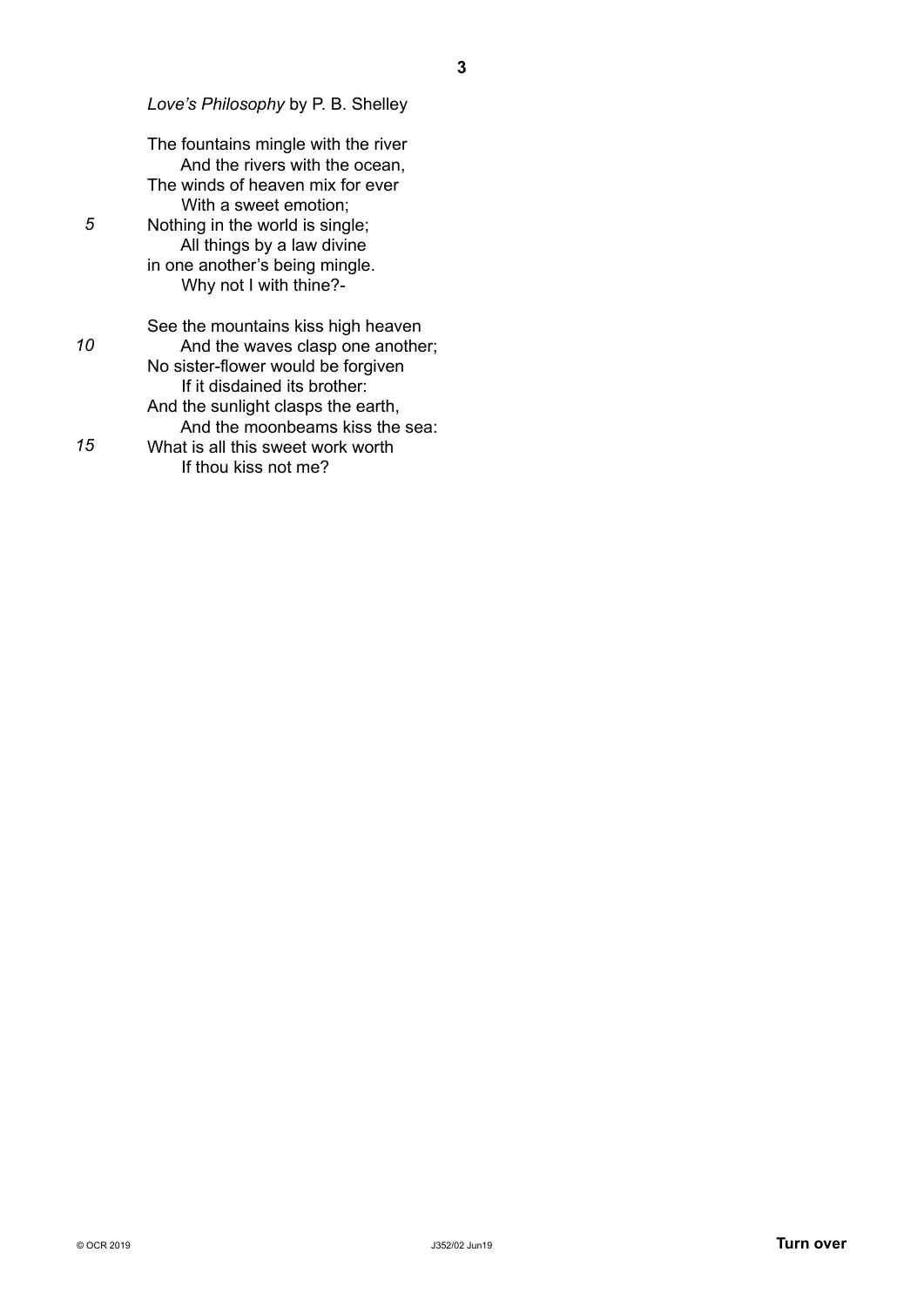*Love's Philosophy* by P. B. Shelley

The fountains mingle with the river  
    And the rivers with the ocean,  
The winds of heaven mix for ever  
    With a sweet emotion;  
Nothing in the world is single; 5  
    All things by a law divine  
in one another's being mingle.  
    Why not I with thine?-

See the mountains kiss high heaven  
    And the waves clasp one another; 10  
No sister-flower would be forgiven  
    If it disdained its brother:  
And the sunlight clasps the earth,  
    And the moonbeams kiss the sea:  
What is all this sweet work worth 15  
    If thou kiss not me?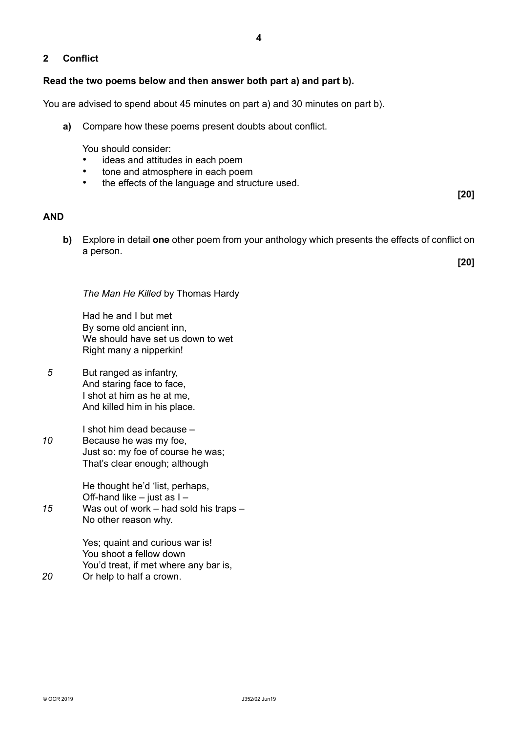## 2 Conflict

**Read the two poems below and then answer both part a) and part b).**

You are advised to spend about 45 minutes on part a) and 30 minutes on part b).

**a)** Compare how these poems present doubts about conflict.

You should consider:

- ideas and attitudes in each poem
- tone and atmosphere in each poem
- the effects of the language and structure used.

**[20]**

**AND**

**b)** Explore in detail **one** other poem from your anthology which presents the effects of conflict on a person.

**[20]**

*The Man He Killed* by Thomas Hardy

Had he and I but met  
By some old ancient inn,  
We should have set us down to wet  
Right many a nipperkin!

5 But ranged as infantry,  
And staring face to face,  
I shot at him as he at me,  
And killed him in his place.

I shot him dead because –  
10 Because he was my foe,  
Just so: my foe of course he was;  
That's clear enough; although

He thought he'd 'list, perhaps,  
Off-hand like – just as I –  
15 Was out of work – had sold his traps –  
No other reason why.

Yes; quaint and curious war is!  
You shoot a fellow down  
You'd treat, if met where any bar is,  
20 Or help to half a crown.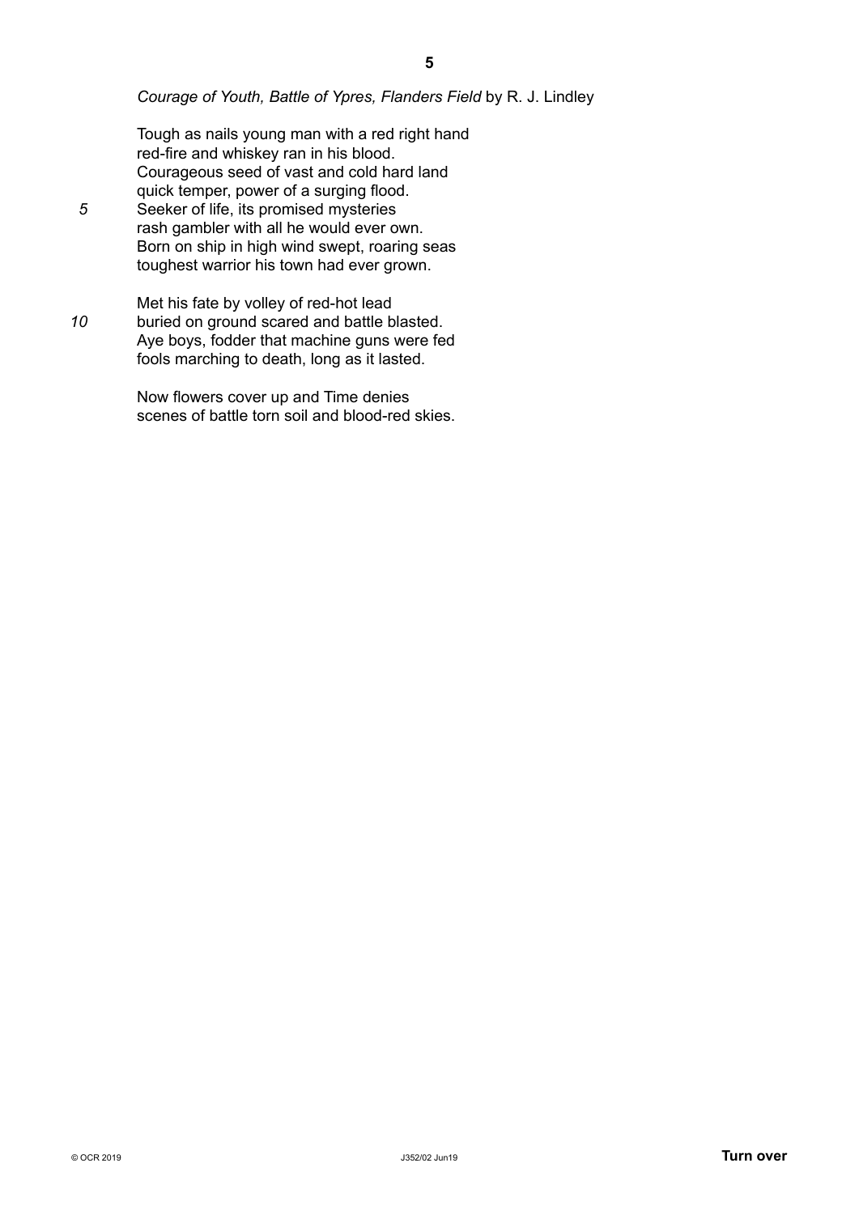*Courage of Youth, Battle of Ypres, Flanders Field* by R. J. Lindley

Tough as nails young man with a red right hand  
red-fire and whiskey ran in his blood.  
Courageous seed of vast and cold hard land  
quick temper, power of a surging flood.  
Seeker of life, its promised mysteries  
rash gambler with all he would ever own.  
Born on ship in high wind swept, roaring seas  
toughest warrior his town had ever grown.

Met his fate by volley of red-hot lead  
buried on ground scared and battle blasted.  
Aye boys, fodder that machine guns were fed  
fools marching to death, long as it lasted.

Now flowers cover up and Time denies  
scenes of battle torn soil and blood-red skies.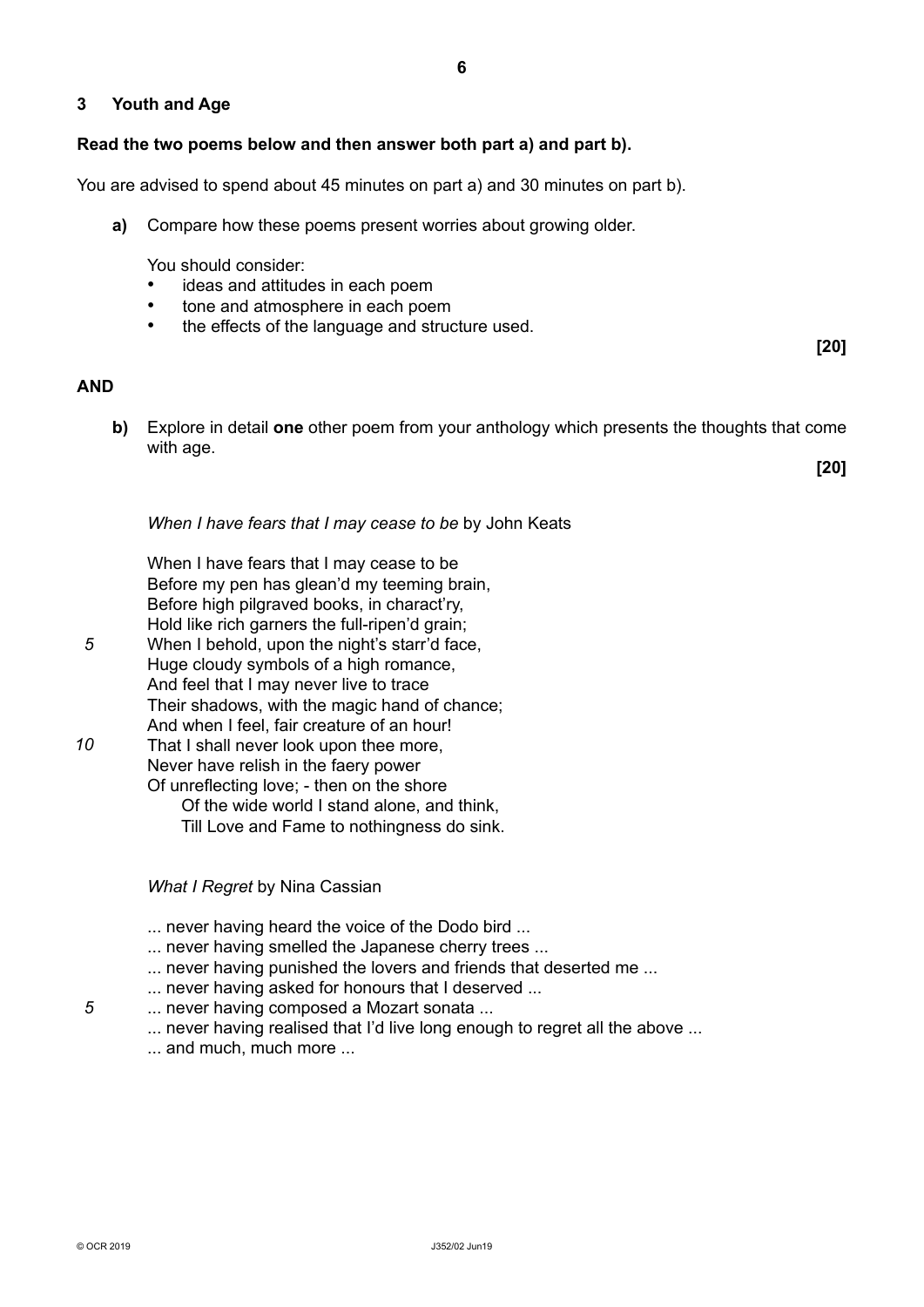## 3 Youth and Age

**Read the two poems below and then answer both part a) and part b).**

You are advised to spend about 45 minutes on part a) and 30 minutes on part b).

**a)** Compare how these poems present worries about growing older.

You should consider:

- ideas and attitudes in each poem
- tone and atmosphere in each poem
- the effects of the language and structure used.

**[20]**

**AND**

**b)** Explore in detail **one** other poem from your anthology which presents the thoughts that come with age.

**[20]**

*When I have fears that I may cease to be* by John Keats

When I have fears that I may cease to be  
Before my pen has glean'd my teeming brain,  
Before high pilgraved books, in charact'ry,  
Hold like rich garners the full-ripen'd grain;  
*5* When I behold, upon the night's starr'd face,  
Huge cloudy symbols of a high romance,  
And feel that I may never live to trace  
Their shadows, with the magic hand of chance;  
And when I feel, fair creature of an hour!  
*10* That I shall never look upon thee more,  
Never have relish in the faery power  
Of unreflecting love; - then on the shore  
    Of the wide world I stand alone, and think,  
    Till Love and Fame to nothingness do sink.

*What I Regret* by Nina Cassian

... never having heard the voice of the Dodo bird ...  
... never having smelled the Japanese cherry trees ...  
... never having punished the lovers and friends that deserted me ...  
... never having asked for honours that I deserved ...  
*5* ... never having composed a Mozart sonata ...  
... never having realised that I'd live long enough to regret all the above ...  
... and much, much more ...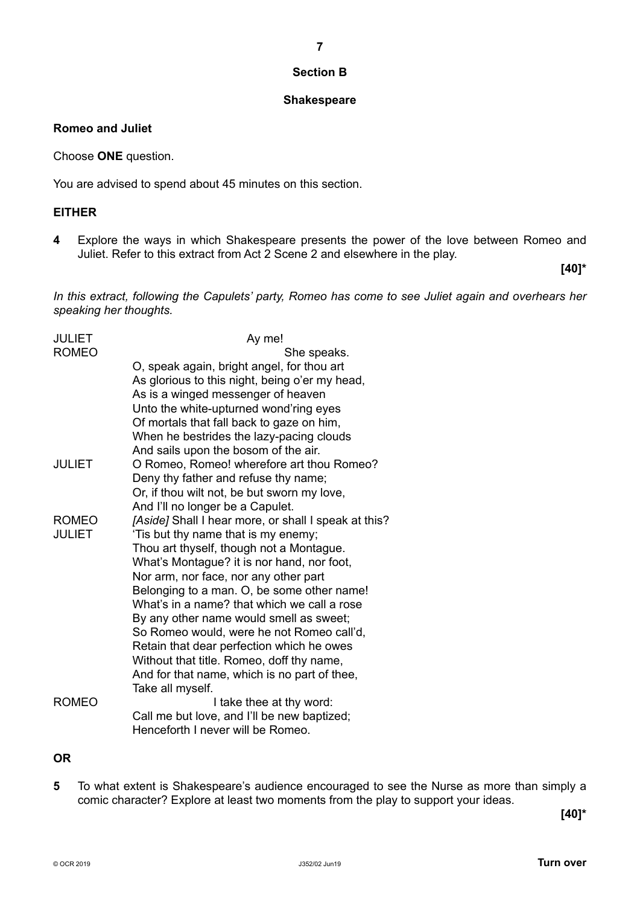## Section B

## Shakespeare

### Romeo and Juliet

Choose **ONE** question.

You are advised to spend about 45 minutes on this section.

**EITHER**

**4** Explore the ways in which Shakespeare presents the power of the love between Romeo and Juliet. Refer to this extract from Act 2 Scene 2 and elsewhere in the play.

**[40]***

*In this extract, following the Capulets' party, Romeo has come to see Juliet again and overhears her speaking her thoughts.*

JULIET Ay me!

ROMEO She speaks.
O, speak again, bright angel, for thou art
As glorious to this night, being o'er my head,
As is a winged messenger of heaven
Unto the white-upturned wond'ring eyes
Of mortals that fall back to gaze on him,
When he bestrides the lazy-pacing clouds
And sails upon the bosom of the air.

JULIET O Romeo, Romeo! wherefore art thou Romeo?
Deny thy father and refuse thy name;
Or, if thou wilt not, be but sworn my love,
And I'll no longer be a Capulet.

ROMEO *[Aside]* Shall I hear more, or shall I speak at this?

JULIET 'Tis but thy name that is my enemy;
Thou art thyself, though not a Montague.
What's Montague? it is nor hand, nor foot,
Nor arm, nor face, nor any other part
Belonging to a man. O, be some other name!
What's in a name? that which we call a rose
By any other name would smell as sweet;
So Romeo would, were he not Romeo call'd,
Retain that dear perfection which he owes
Without that title. Romeo, doff thy name,
And for that name, which is no part of thee,
Take all myself.

ROMEO I take thee at thy word:
Call me but love, and I'll be new baptized;
Henceforth I never will be Romeo.

**OR**

**5** To what extent is Shakespeare's audience encouraged to see the Nurse as more than simply a comic character? Explore at least two moments from the play to support your ideas.

**[40]***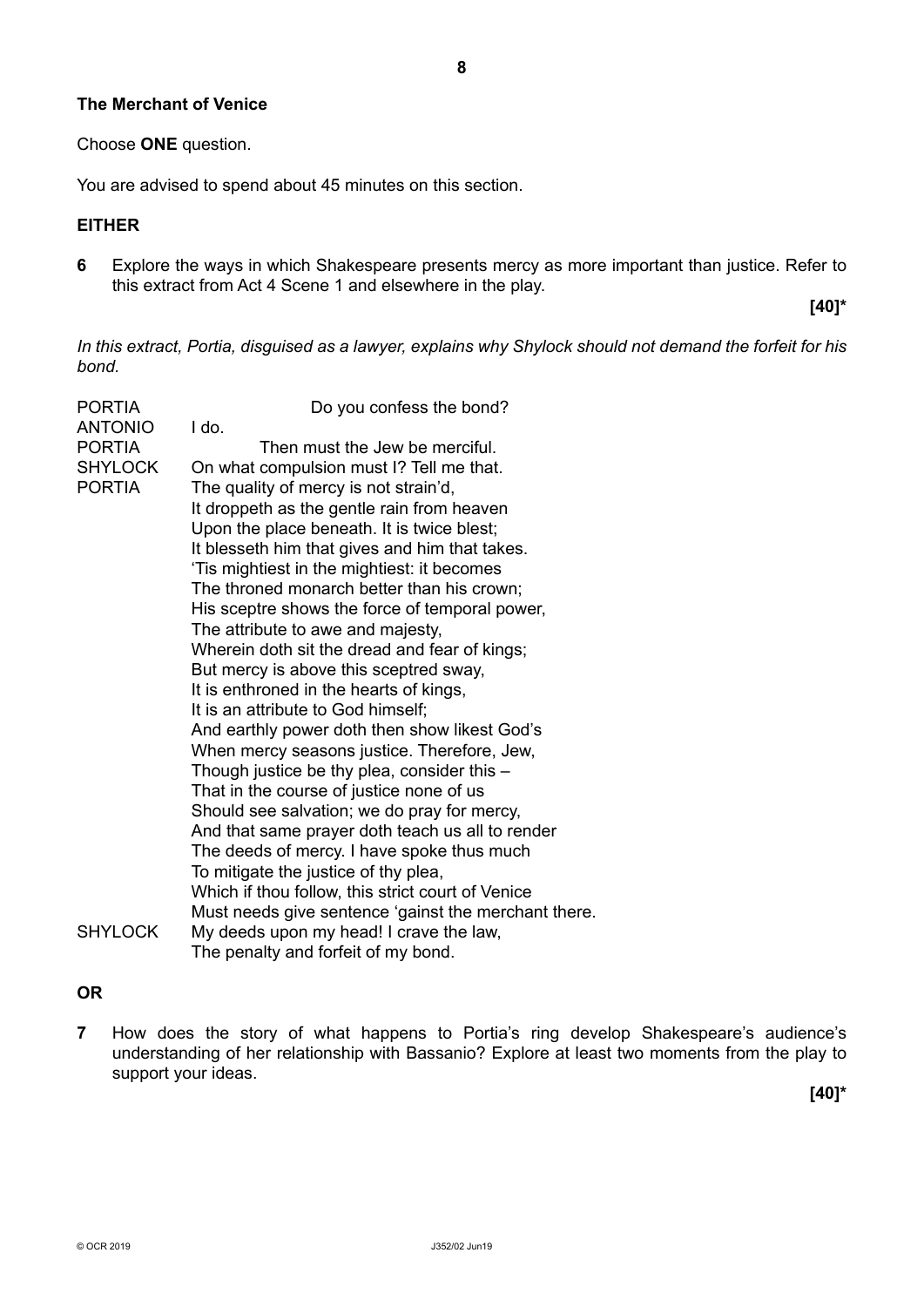## The Merchant of Venice

Choose **ONE** question.

You are advised to spend about 45 minutes on this section.

**EITHER**

**6** Explore the ways in which Shakespeare presents mercy as more important than justice. Refer to this extract from Act 4 Scene 1 and elsewhere in the play.

**[40]***

*In this extract, Portia, disguised as a lawyer, explains why Shylock should not demand the forfeit for his bond.*

PORTIA Do you confess the bond?
ANTONIO I do.
PORTIA Then must the Jew be merciful.
SHYLOCK On what compulsion must I? Tell me that.
PORTIA The quality of mercy is not strain'd,
It droppeth as the gentle rain from heaven
Upon the place beneath. It is twice blest;
It blesseth him that gives and him that takes.
'Tis mightiest in the mightiest: it becomes
The throned monarch better than his crown;
His sceptre shows the force of temporal power,
The attribute to awe and majesty,
Wherein doth sit the dread and fear of kings;
But mercy is above this sceptred sway,
It is enthroned in the hearts of kings,
It is an attribute to God himself;
And earthly power doth then show likest God's
When mercy seasons justice. Therefore, Jew,
Though justice be thy plea, consider this –
That in the course of justice none of us
Should see salvation; we do pray for mercy,
And that same prayer doth teach us all to render
The deeds of mercy. I have spoke thus much
To mitigate the justice of thy plea,
Which if thou follow, this strict court of Venice
Must needs give sentence 'gainst the merchant there.
SHYLOCK My deeds upon my head! I crave the law,
The penalty and forfeit of my bond.

**OR**

**7** How does the story of what happens to Portia's ring develop Shakespeare's audience's understanding of her relationship with Bassanio? Explore at least two moments from the play to support your ideas.

**[40]***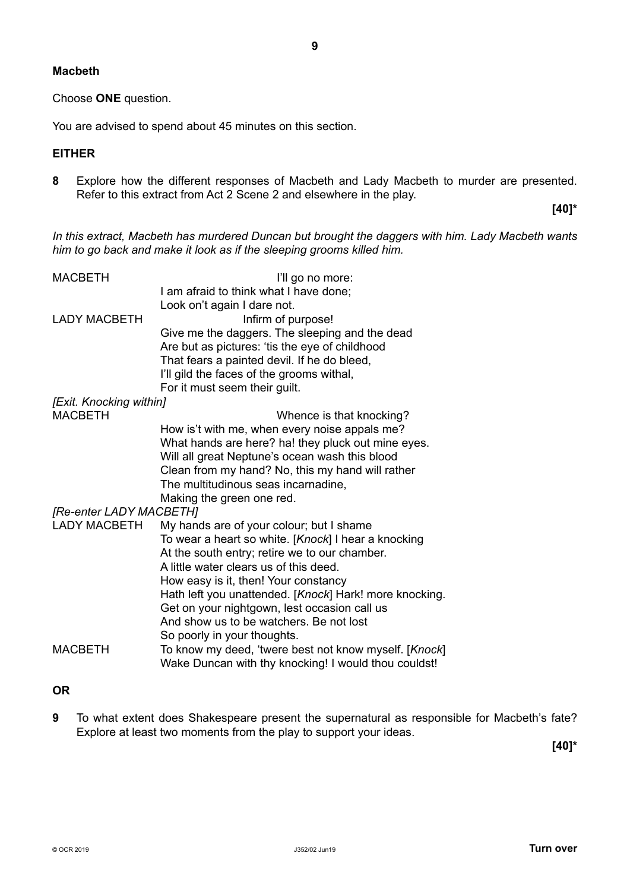## Macbeth

Choose **ONE** question.

You are advised to spend about 45 minutes on this section.

**EITHER**

**8** Explore how the different responses of Macbeth and Lady Macbeth to murder are presented. Refer to this extract from Act 2 Scene 2 and elsewhere in the play.

**[40]***

*In this extract, Macbeth has murdered Duncan but brought the daggers with him. Lady Macbeth wants him to go back and make it look as if the sleeping grooms killed him.*

MACBETH — I'll go no more:
I am afraid to think what I have done;
Look on't again I dare not.

LADY MACBETH — Infirm of purpose!
Give me the daggers. The sleeping and the dead
Are but as pictures: 'tis the eye of childhood
That fears a painted devil. If he do bleed,
I'll gild the faces of the grooms withal,
For it must seem their guilt.

*[Exit. Knocking within]*

MACBETH — Whence is that knocking?
How is't with me, when every noise appals me?
What hands are here? ha! they pluck out mine eyes.
Will all great Neptune's ocean wash this blood
Clean from my hand? No, this my hand will rather
The multitudinous seas incarnadine,
Making the green one red.

*[Re-enter LADY MACBETH]*

LADY MACBETH — My hands are of your colour; but I shame
To wear a heart so white. [*Knock*] I hear a knocking
At the south entry; retire we to our chamber.
A little water clears us of this deed.
How easy is it, then! Your constancy
Hath left you unattended. [*Knock*] Hark! more knocking.
Get on your nightgown, lest occasion call us
And show us to be watchers. Be not lost
So poorly in your thoughts.

MACBETH — To know my deed, 'twere best not know myself. [*Knock*]
Wake Duncan with thy knocking! I would thou couldst!

**OR**

**9** To what extent does Shakespeare present the supernatural as responsible for Macbeth's fate? Explore at least two moments from the play to support your ideas.

**[40]***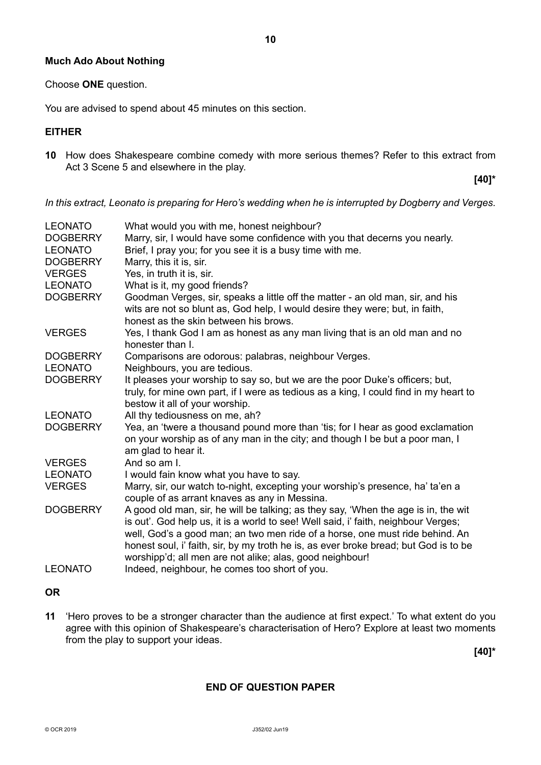## Much Ado About Nothing

Choose **ONE** question.

You are advised to spend about 45 minutes on this section.

**EITHER**

**10** How does Shakespeare combine comedy with more serious themes? Refer to this extract from Act 3 Scene 5 and elsewhere in the play.

**[40]***

*In this extract, Leonato is preparing for Hero's wedding when he is interrupted by Dogberry and Verges.*

| | |
|---|---|
| LEONATO | What would you with me, honest neighbour? |
| DOGBERRY | Marry, sir, I would have some confidence with you that decerns you nearly. |
| LEONATO | Brief, I pray you; for you see it is a busy time with me. |
| DOGBERRY | Marry, this it is, sir. |
| VERGES | Yes, in truth it is, sir. |
| LEONATO | What is it, my good friends? |
| DOGBERRY | Goodman Verges, sir, speaks a little off the matter - an old man, sir, and his wits are not so blunt as, God help, I would desire they were; but, in faith, honest as the skin between his brows. |
| VERGES | Yes, I thank God I am as honest as any man living that is an old man and no honester than I. |
| DOGBERRY | Comparisons are odorous: palabras, neighbour Verges. |
| LEONATO | Neighbours, you are tedious. |
| DOGBERRY | It pleases your worship to say so, but we are the poor Duke's officers; but, truly, for mine own part, if I were as tedious as a king, I could find in my heart to bestow it all of your worship. |
| LEONATO | All thy tediousness on me, ah? |
| DOGBERRY | Yea, an 'twere a thousand pound more than 'tis; for I hear as good exclamation on your worship as of any man in the city; and though I be but a poor man, I am glad to hear it. |
| VERGES | And so am I. |
| LEONATO | I would fain know what you have to say. |
| VERGES | Marry, sir, our watch to-night, excepting your worship's presence, ha' ta'en a couple of as arrant knaves as any in Messina. |
| DOGBERRY | A good old man, sir, he will be talking; as they say, 'When the age is in, the wit is out'. God help us, it is a world to see! Well said, i' faith, neighbour Verges; well, God's a good man; an two men ride of a horse, one must ride behind. An honest soul, i' faith, sir, by my troth he is, as ever broke bread; but God is to be worshipp'd; all men are not alike; alas, good neighbour! |
| LEONATO | Indeed, neighbour, he comes too short of you. |

**OR**

**11** 'Hero proves to be a stronger character than the audience at first expect.' To what extent do you agree with this opinion of Shakespeare's characterisation of Hero? Explore at least two moments from the play to support your ideas.

**[40]***

**END OF QUESTION PAPER**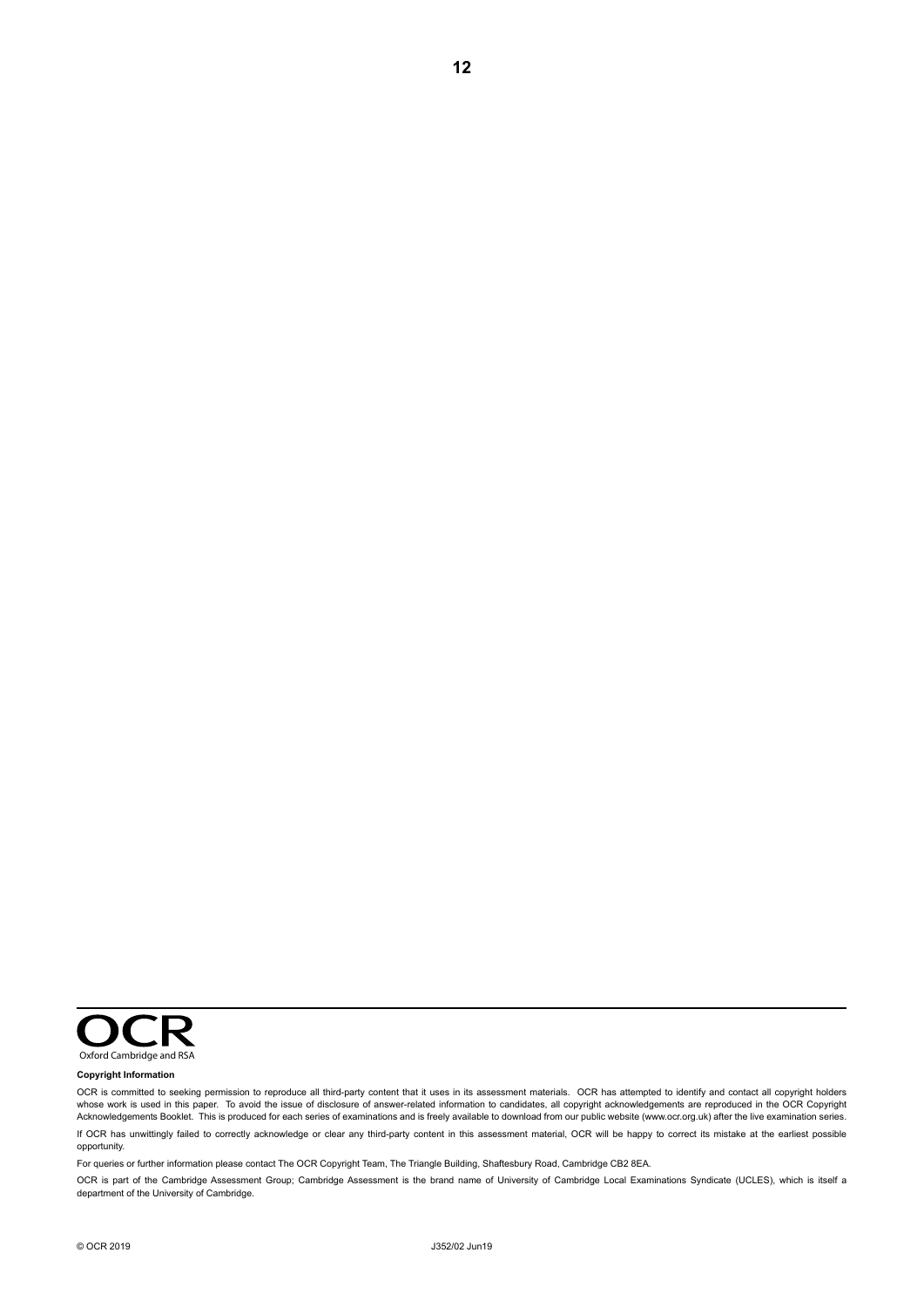OCR
Oxford Cambridge and RSA

**Copyright Information**

OCR is committed to seeking permission to reproduce all third-party content that it uses in its assessment materials. OCR has attempted to identify and contact all copyright holders whose work is used in this paper. To avoid the issue of disclosure of answer-related information to candidates, all copyright acknowledgements are reproduced in the OCR Copyright Acknowledgements Booklet. This is produced for each series of examinations and is freely available to download from our public website (www.ocr.org.uk) after the live examination series.

If OCR has unwittingly failed to correctly acknowledge or clear any third-party content in this assessment material, OCR will be happy to correct its mistake at the earliest possible opportunity.

For queries or further information please contact The OCR Copyright Team, The Triangle Building, Shaftesbury Road, Cambridge CB2 8EA.

OCR is part of the Cambridge Assessment Group; Cambridge Assessment is the brand name of University of Cambridge Local Examinations Syndicate (UCLES), which is itself a department of the University of Cambridge.

© OCR 2019 J352/02 Jun19